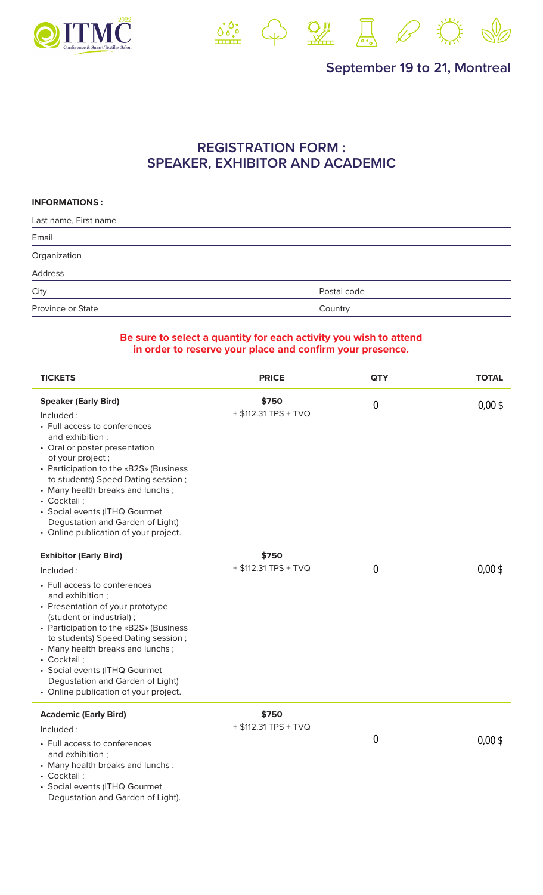ITMC 2022
Conference & Smart Textiles Salon

**September 19 to 21, Montreal**

## REGISTRATION FORM : SPEAKER, EXHIBITOR AND ACADEMIC

**INFORMATIONS :**

| | |
|---|---|
| Last name, First name | |
| Email | |
| Organization | |
| Address | |
| City | Postal code |
| Province or State | Country |

**Be sure to select a quantity for each activity you wish to attend in order to reserve your place and confirm your presence.**

| TICKETS | PRICE | QTY | TOTAL |
|---|---|---|---|
| **Speaker (Early Bird)**<br>Included :<br>• Full access to conferences and exhibition ;<br>• Oral or poster presentation of your project ;<br>• Participation to the «B2S» (Business to students) Speed Dating session ;<br>• Many health breaks and lunchs ;<br>• Cocktail ;<br>• Social events (ITHQ Gourmet Degustation and Garden of Light)<br>• Online publication of your project. | **$750**<br>+ $112.31 TPS + TVQ | 0 | 0,00 $ |
| **Exhibitor (Early Bird)**<br>Included :<br>• Full access to conferences and exhibition ;<br>• Presentation of your prototype (student or industrial) ;<br>• Participation to the «B2S» (Business to students) Speed Dating session ;<br>• Many health breaks and lunchs ;<br>• Cocktail ;<br>• Social events (ITHQ Gourmet Degustation and Garden of Light)<br>• Online publication of your project. | **$750**<br>+ $112.31 TPS + TVQ | 0 | 0,00 $ |
| **Academic (Early Bird)**<br>Included :<br>• Full access to conferences and exhibition ;<br>• Many health breaks and lunchs ;<br>• Cocktail ;<br>• Social events (ITHQ Gourmet Degustation and Garden of Light). | **$750**<br>+ $112.31 TPS + TVQ | 0 | 0,00 $ |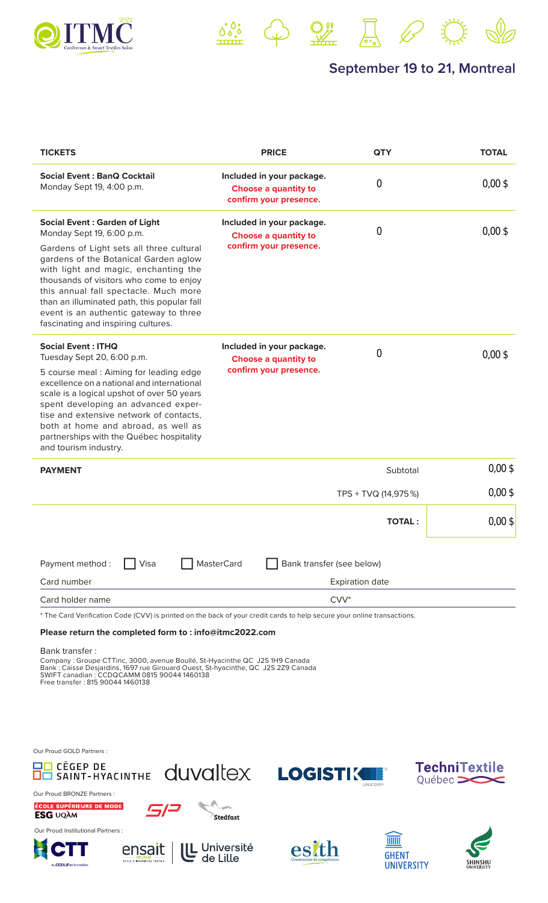**September 19 to 21, Montreal**

| TICKETS | PRICE | QTY | TOTAL |
| --- | --- | --- | --- |
| **Social Event : BanQ Cocktail**<br>Monday Sept 19, 4:00 p.m. | **Included in your package.**<br>**Choose a quantity to confirm your presence.** | 0 | 0,00 $ |
| **Social Event : Garden of Light**<br>Monday Sept 19, 6:00 p.m.<br>Gardens of Light sets all three cultural gardens of the Botanical Garden aglow with light and magic, enchanting the thousands of visitors who come to enjoy this annual fall spectacle. Much more than an illuminated path, this popular fall event is an authentic gateway to three fascinating and inspiring cultures. | **Included in your package.**<br>**Choose a quantity to confirm your presence.** | 0 | 0,00 $ |
| **Social Event : ITHQ**<br>Tuesday Sept 20, 6:00 p.m.<br>5 course meal : Aiming for leading edge excellence on a national and international scale is a logical upshot of over 50 years spent developing an advanced expertise and extensive network of contacts, both at home and abroad, as well as partnerships with the Québec hospitality and tourism industry. | **Included in your package.**<br>**Choose a quantity to confirm your presence.** | 0 | 0,00 $ |
| **PAYMENT** | | Subtotal | 0,00 $ |
| | | TPS + TVQ (14,975 %) | 0,00 $ |
| | | **TOTAL :** | 0,00 $ |

Payment method : ☐ Visa ☐ MasterCard ☐ Bank transfer (see below)

Card number Expiration date

Card holder name CVV*

* The Card Verification Code (CVV) is printed on the back of your credit cards to help secure your online transactions.

**Please return the completed form to : info@itmc2022.com**

Bank transfer :
Company : Groupe CTTinc, 3000, avenue Boullé, St-Hyacinthe QC J2S 1H9 Canada
Bank : Caisse Desjardins, 1697 rue Girouard Ouest, St-hyacinthe, QC J2S 2Z9 Canada
SWIFT canadian : CCDQCAMM 0815 90044 1460138
Free transfer : 815 90044 1460138

Our Proud GOLD Partners :

Our Proud BRONZE Partners :

Our Proud Institutional Partners :